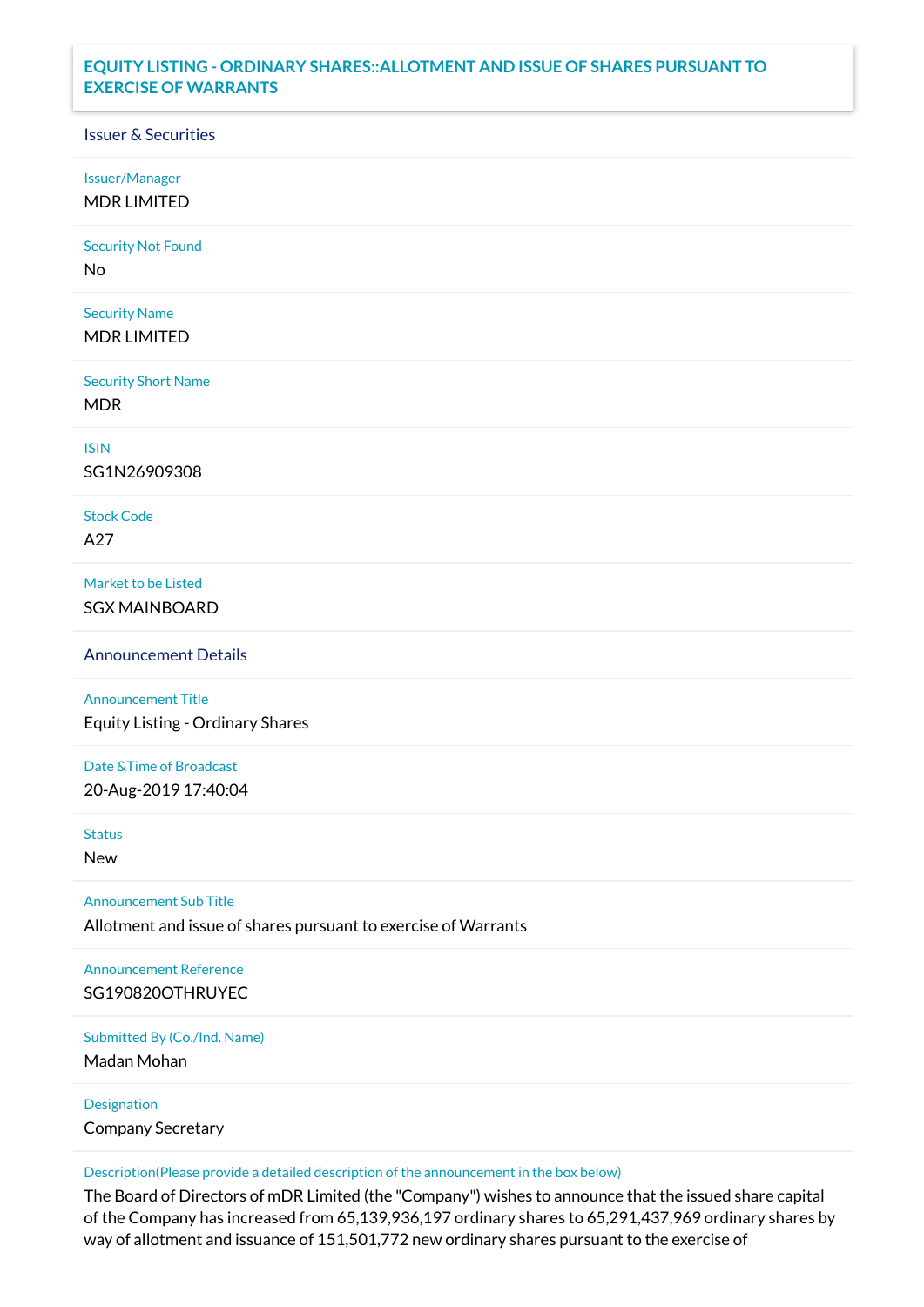# EQUITY LISTING - ORDINARY SHARES::ALLOTMENT AND ISSUE OF SHARES PURSUANT TO EXERCISE OF WARRANTS

## Issuer & Securities

Issuer/Manager

MDR LIMITED

Security Not Found

No

Security Name

MDR LIMITED

Security Short Name

MDR

ISIN

SG1N26909308

Stock Code

A27

Market to be Listed

SGX MAINBOARD

## Announcement Details

Announcement Title

Equity Listing - Ordinary Shares

Date &Time of Broadcast

20-Aug-2019 17:40:04

Status

New

Announcement Sub Title

Allotment and issue of shares pursuant to exercise of Warrants

Announcement Reference

SG190820OTHRUYEC

Submitted By (Co./Ind. Name)

Madan Mohan

Designation

Company Secretary

Description(Please provide a detailed description of the announcement in the box below)

The Board of Directors of mDR Limited (the "Company") wishes to announce that the issued share capital of the Company has increased from 65,139,936,197 ordinary shares to 65,291,437,969 ordinary shares by way of allotment and issuance of 151,501,772 new ordinary shares pursuant to the exercise of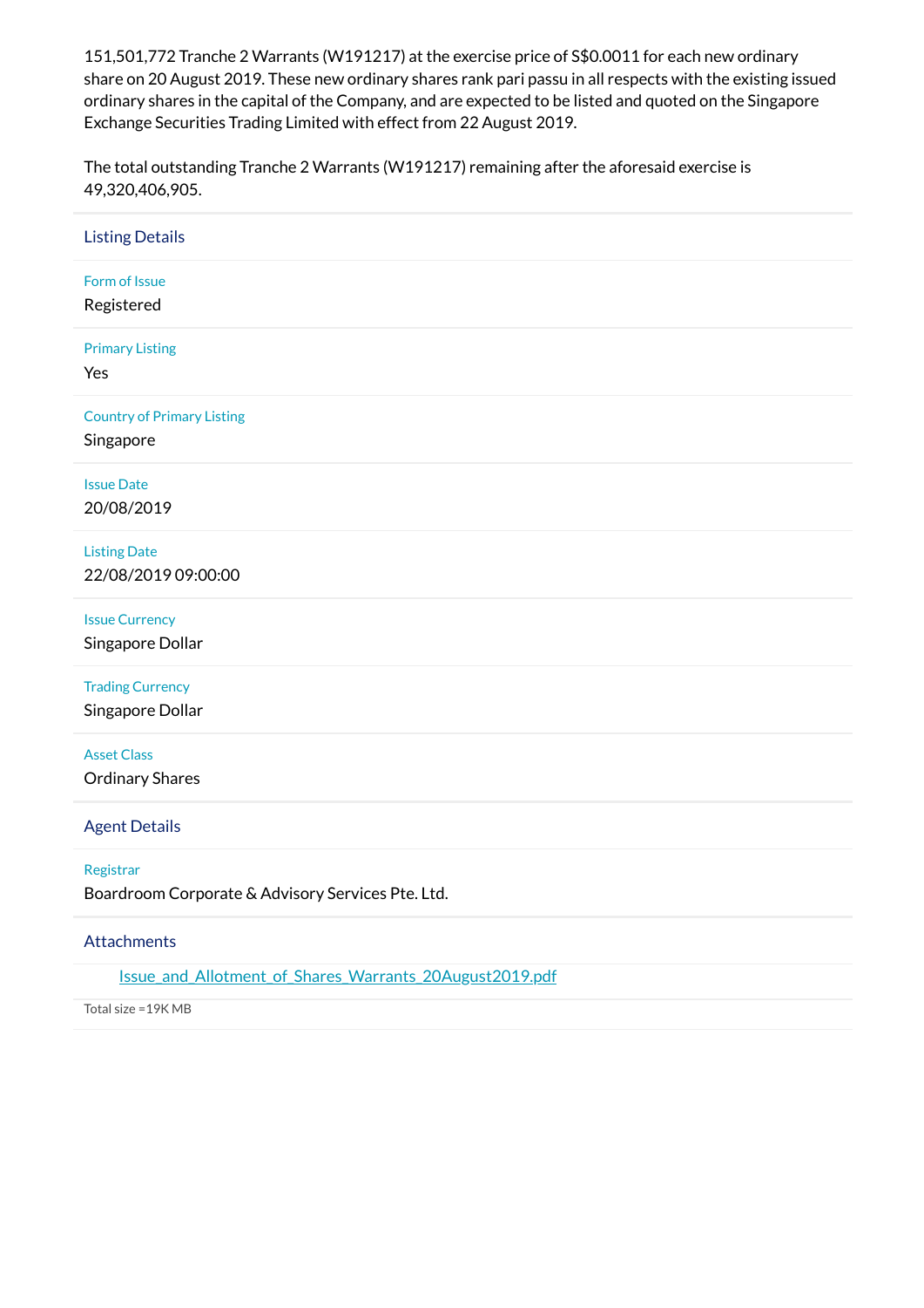151,501,772 Tranche 2 Warrants (W191217) at the exercise price of S$0.0011 for each new ordinary share on 20 August 2019. These new ordinary shares rank pari passu in all respects with the existing issued ordinary shares in the capital of the Company, and are expected to be listed and quoted on the Singapore Exchange Securities Trading Limited with effect from 22 August 2019.

The total outstanding Tranche 2 Warrants (W191217) remaining after the aforesaid exercise is 49,320,406,905.

## Listing Details

Form of Issue
Registered

Primary Listing
Yes

Country of Primary Listing
Singapore

Issue Date
20/08/2019

Listing Date
22/08/2019 09:00:00

Issue Currency
Singapore Dollar

Trading Currency
Singapore Dollar

Asset Class
Ordinary Shares

## Agent Details

Registrar
Boardroom Corporate & Advisory Services Pte. Ltd.

## Attachments

Issue_and_Allotment_of_Shares_Warrants_20August2019.pdf

Total size =19K MB